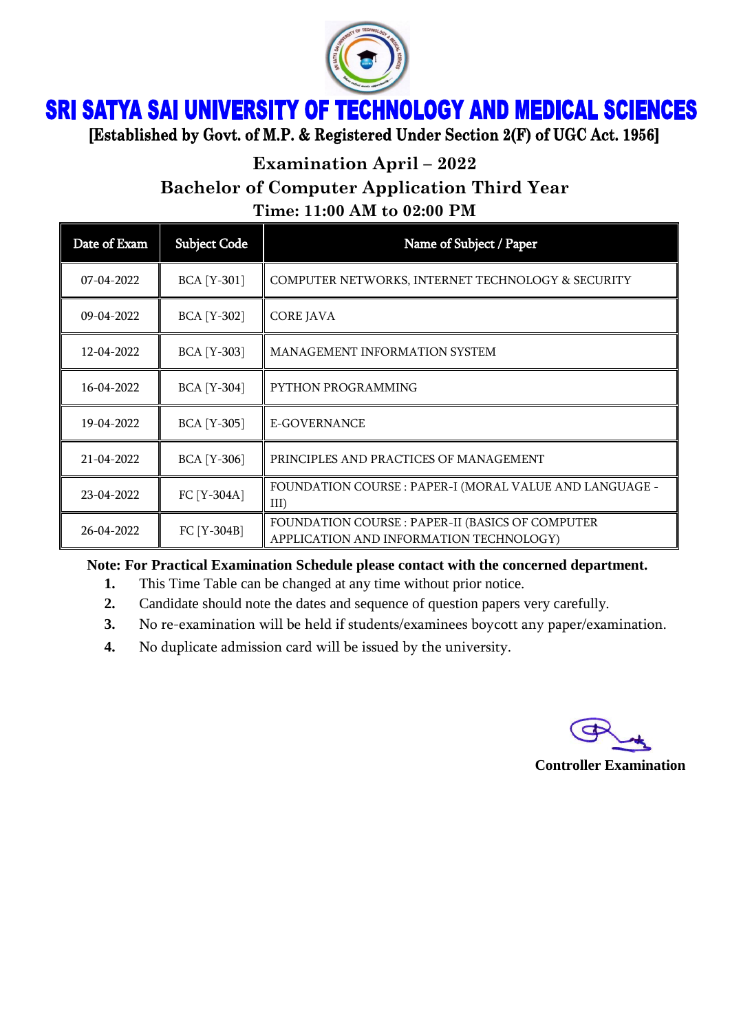# SRI SATYA SAI UNIVERSITY OF TECHNOLOGY AND MEDICAL SCIENCES

**[Established by Govt. of M.P. & Registered Under Section 2(F) of UGC Act. 1956]**

## Examination April – 2022

## Bachelor of Computer Application Third Year

### Time: 11:00 AM to 02:00 PM

| Date of Exam | Subject Code | Name of Subject / Paper |
|---|---|---|
| 07-04-2022 | BCA [Y-301] | COMPUTER NETWORKS, INTERNET TECHNOLOGY & SECURITY |
| 09-04-2022 | BCA [Y-302] | CORE JAVA |
| 12-04-2022 | BCA [Y-303] | MANAGEMENT INFORMATION SYSTEM |
| 16-04-2022 | BCA [Y-304] | PYTHON PROGRAMMING |
| 19-04-2022 | BCA [Y-305] | E-GOVERNANCE |
| 21-04-2022 | BCA [Y-306] | PRINCIPLES AND PRACTICES OF MANAGEMENT |
| 23-04-2022 | FC [Y-304A] | FOUNDATION COURSE : PAPER-I (MORAL VALUE AND LANGUAGE - III) |
| 26-04-2022 | FC [Y-304B] | FOUNDATION COURSE : PAPER-II (BASICS OF COMPUTER APPLICATION AND INFORMATION TECHNOLOGY) |

**Note: For Practical Examination Schedule please contact with the concerned department.**

1. This Time Table can be changed at any time without prior notice.
2. Candidate should note the dates and sequence of question papers very carefully.
3. No re-examination will be held if students/examinees boycott any paper/examination.
4. No duplicate admission card will be issued by the university.

**Controller Examination**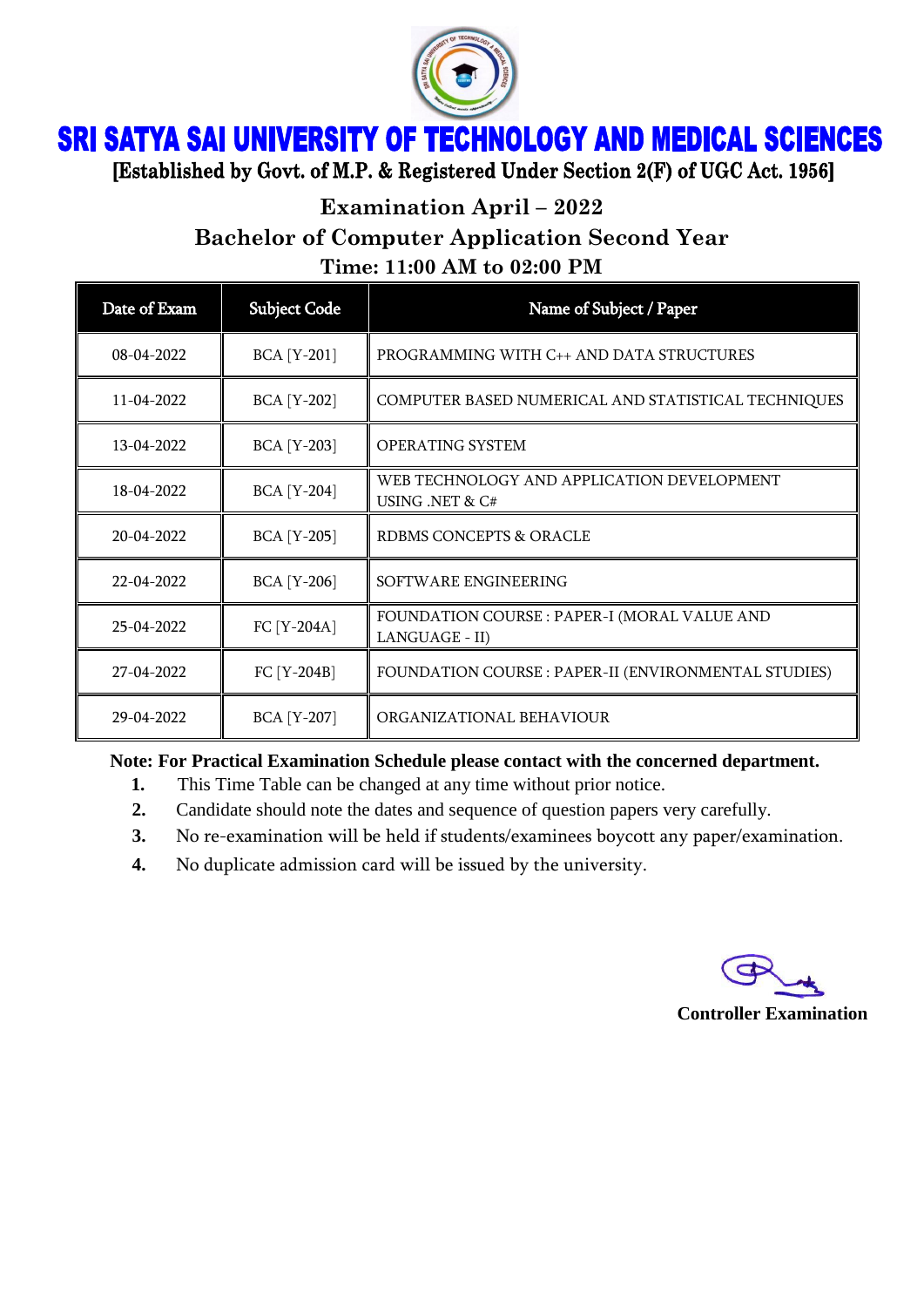# SRI SATYA SAI UNIVERSITY OF TECHNOLOGY AND MEDICAL SCIENCES

**[Established by Govt. of M.P. & Registered Under Section 2(F) of UGC Act. 1956]**

## Examination April – 2022

## Bachelor of Computer Application Second Year

### Time: 11:00 AM to 02:00 PM

| Date of Exam | Subject Code | Name of Subject / Paper |
|---|---|---|
| 08-04-2022 | BCA [Y-201] | PROGRAMMING WITH C++ AND DATA STRUCTURES |
| 11-04-2022 | BCA [Y-202] | COMPUTER BASED NUMERICAL AND STATISTICAL TECHNIQUES |
| 13-04-2022 | BCA [Y-203] | OPERATING SYSTEM |
| 18-04-2022 | BCA [Y-204] | WEB TECHNOLOGY AND APPLICATION DEVELOPMENT USING .NET & C# |
| 20-04-2022 | BCA [Y-205] | RDBMS CONCEPTS & ORACLE |
| 22-04-2022 | BCA [Y-206] | SOFTWARE ENGINEERING |
| 25-04-2022 | FC [Y-204A] | FOUNDATION COURSE : PAPER-I (MORAL VALUE AND LANGUAGE - II) |
| 27-04-2022 | FC [Y-204B] | FOUNDATION COURSE : PAPER-II (ENVIRONMENTAL STUDIES) |
| 29-04-2022 | BCA [Y-207] | ORGANIZATIONAL BEHAVIOUR |

**Note: For Practical Examination Schedule please contact with the concerned department.**

1. This Time Table can be changed at any time without prior notice.
2. Candidate should note the dates and sequence of question papers very carefully.
3. No re-examination will be held if students/examinees boycott any paper/examination.
4. No duplicate admission card will be issued by the university.

**Controller Examination**